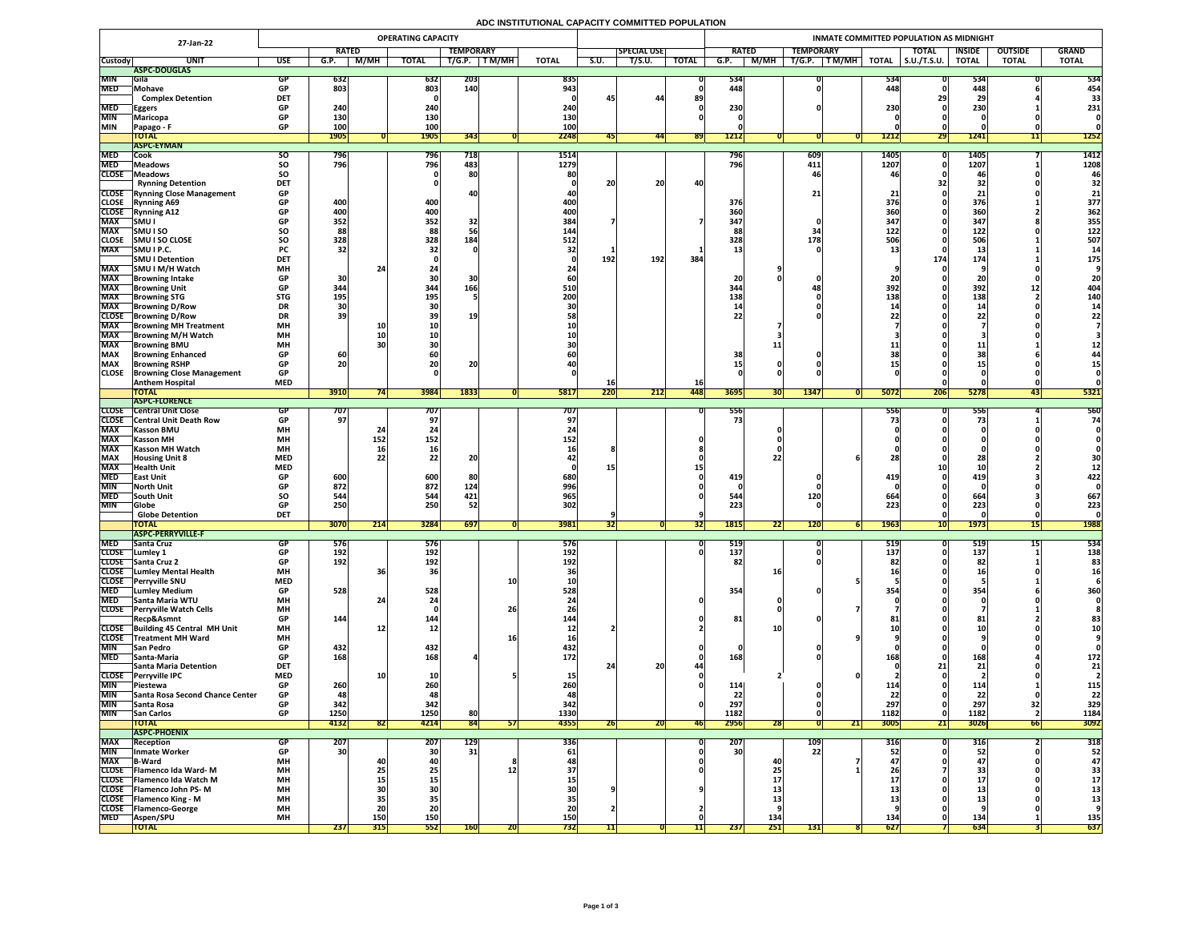# ADC INSTITUTIONAL CAPACITY COMMITTED POPULATION

| 27-Jan-22 | | | OPERATING CAPACITY | | | | | | | | | INMATE COMMITTED POPULATION AS MIDNIGHT | | | | | | | | |
|---|---|---|---|---|---|---|---|---|---|---|---|---|---|---|---|---|---|---|---|---|
| | | | RATED | | | TEMPORARY | | | | SPECIAL USE | | RATED | | TEMPORARY | | | TOTAL | INSIDE | OUTSIDE | GRAND |
| Custody | UNIT | USE | G.P. | M/MH | TOTAL | T/G.P. | T M/MH | TOTAL | S.U. | T/S.U. | TOTAL | G.P. | M/MH | T/G.P. | T M/MH | TOTAL | S.U./T.S.U. | TOTAL | TOTAL | TOTAL |
| | **ASPC-DOUGLAS** | | | | | | | | | | | | | | | | | | | |
| MIN | Gila | GP | 632 | | 632 | 203 | | 835 | | | 0 | 534 | | 0 | | 534 | 0 | 534 | 0 | 534 |
| MED | Mohave | GP | 803 | | 803 | 140 | | 943 | | | 0 | 448 | | 0 | | 448 | 0 | 448 | 6 | 454 |
| | Complex Detention | DET | | | 0 | | | 0 | 45 | 44 | 89 | | | | | | 29 | 29 | 4 | 33 |
| MED | Eggers | GP | 240 | | 240 | | | 240 | | | 0 | 230 | | 0 | | 230 | 0 | 230 | 1 | 231 |
| MIN | Maricopa | GP | 130 | | 130 | | | 130 | | | 0 | 0 | | | | 0 | 0 | 0 | 0 | 0 |
| MIN | Papago - F | GP | 100 | | 100 | | | 100 | | | | 0 | | | | 0 | 0 | 0 | 0 | 0 |
| | **TOTAL** | | 1905 | 0 | 1905 | 343 | 0 | 2248 | 45 | 44 | 89 | 1212 | 0 | 0 | 0 | 1212 | 29 | 1241 | 11 | 1252 |
| | **ASPC-EYMAN** | | | | | | | | | | | | | | | | | | | |
| MED | Cook | SO | 796 | | 796 | 718 | | 1514 | | | | 796 | | 609 | | 1405 | 0 | 1405 | 7 | 1412 |
| MED | Meadows | SO | 796 | | 796 | 483 | | 1279 | | | | 796 | | 411 | | 1207 | 0 | 1207 | 1 | 1208 |
| CLOSE | Meadows | SO | | | 0 | 80 | | 80 | | | | | | 46 | | 46 | 0 | 46 | 0 | 46 |
| | Rynning Detention | DET | | | 0 | | | 0 | 20 | 20 | 40 | | | | | | 32 | 32 | 0 | 32 |
| CLOSE | Rynning Close Management | GP | | | | 40 | | 40 | | | | | | 21 | | 21 | 0 | 21 | 0 | 21 |
| CLOSE | Rynning A69 | GP | 400 | | 400 | | | 400 | | | | 376 | | | | 376 | 0 | 376 | 1 | 377 |
| CLOSE | Rynning A12 | GP | 400 | | 400 | | | 400 | | | | 360 | | | | 360 | 0 | 360 | 2 | 362 |
| MAX | SMU I | GP | 352 | | 352 | 32 | | 384 | 7 | | 7 | 347 | | 0 | | 347 | 0 | 347 | 8 | 355 |
| MAX | SMU I SO | SO | 88 | | 88 | 56 | | 144 | | | | 88 | | 34 | | 122 | 0 | 122 | 0 | 122 |
| CLOSE | SMU I SO CLOSE | SO | 328 | | 328 | 184 | | 512 | | | | 328 | | 178 | | 506 | 0 | 506 | 1 | 507 |
| MAX | SMU I P.C. | PC | 32 | | 32 | 0 | | 32 | 1 | | 1 | 13 | | 0 | | 13 | 0 | 13 | 1 | 14 |
| | SMU I Detention | DET | | | 0 | | | 0 | 192 | 192 | 384 | | | | | | 174 | 174 | 1 | 175 |
| MAX | SMU I M/H Watch | MH | | 24 | 24 | | | 24 | | | | | 9 | | | 9 | 0 | 9 | 0 | 9 |
| MAX | Browning Intake | GP | 30 | | 30 | 30 | | 60 | | | | 20 | 0 | 0 | | 20 | 0 | 20 | 0 | 20 |
| MAX | Browning Unit | GP | 344 | | 344 | 166 | | 510 | | | | 344 | | 48 | | 392 | 0 | 392 | 12 | 404 |
| MAX | Browning STG | STG | 195 | | 195 | 5 | | 200 | | | | 138 | | 0 | | 138 | 0 | 138 | 2 | 140 |
| MAX | Browning D/Row | DR | 30 | | 30 | | | 30 | | | | 14 | | 0 | | 14 | 0 | 14 | 0 | 14 |
| CLOSE | Browning D/Row | DR | 39 | | 39 | 19 | | 58 | | | | 22 | | 0 | | 22 | 0 | 22 | 0 | 22 |
| MAX | Browning MH Treatment | MH | | 10 | 10 | | | 10 | | | | | 7 | | | 7 | 0 | 7 | 0 | 7 |
| MAX | Browning M/H Watch | MH | | 10 | 10 | | | 10 | | | | | 3 | | | 3 | 0 | 3 | 0 | 3 |
| MAX | Browning BMU | MH | | 30 | 30 | | | 30 | | | | | 11 | | | 11 | 0 | 11 | 1 | 12 |
| MAX | Browning Enhanced | GP | 60 | | 60 | | | 60 | | | | 38 | | 0 | | 38 | 0 | 38 | 6 | 44 |
| MAX | Browning RSHP | GP | 20 | | 20 | 20 | | 40 | | | | 15 | 0 | 0 | | 15 | 0 | 15 | 0 | 15 |
| CLOSE | Browning Close Management | GP | | | 0 | | | 0 | | | | 0 | 0 | 0 | | 0 | 0 | 0 | 0 | 0 |
| | Anthem Hospital | MED | | | | | | | 16 | | 16 | | | | | | 0 | 0 | 0 | 0 |
| | **TOTAL** | | 3910 | 74 | 3984 | 1833 | 0 | 5817 | 220 | 212 | 448 | 3695 | 30 | 1347 | 0 | 5072 | 206 | 5278 | 43 | 5321 |
| | **ASPC-FLORENCE** | | | | | | | | | | | | | | | | | | | |
| CLOSE | Central Unit Close | GP | 707 | | 707 | | | 707 | | | 0 | 556 | | 0 | | 556 | 0 | 556 | 4 | 560 |
| CLOSE | Central Unit Death Row | GP | 97 | | 97 | | | 97 | | | | 73 | | | | 73 | 0 | 73 | 1 | 74 |
| MAX | Kasson BMU | MH | | 24 | 24 | | | 24 | | | | | 0 | | | 0 | 0 | 0 | 0 | 0 |
| MAX | Kasson MH | MH | | 152 | 152 | | | 152 | | | 0 | | 0 | | | 0 | 0 | 0 | 0 | 0 |
| MAX | Kasson MH Watch | MH | | 16 | 16 | | | 16 | 8 | | 8 | | 0 | | | 0 | 0 | 0 | 0 | 0 |
| MAX | Housing Unit 8 | MED | | 22 | 22 | 20 | | 42 | | | 0 | | 22 | | 6 | 28 | 0 | 28 | 2 | 30 |
| MAX | Health Unit | MED | | | 0 | | | 0 | 15 | | 15 | | | | | | 10 | 10 | 2 | 12 |
| MED | East Unit | GP | 600 | | 600 | 80 | | 680 | | | 0 | 419 | | 0 | | 419 | 0 | 419 | 3 | 422 |
| MIN | North Unit | GP | 872 | | 872 | 124 | | 996 | | | 0 | 0 | | 0 | | 0 | 0 | 0 | 0 | 0 |
| MED | South Unit | SO | 544 | | 544 | 421 | | 965 | | | 0 | 544 | | 120 | | 664 | 0 | 664 | 3 | 667 |
| MIN | Globe | GP | 250 | | 250 | 52 | | 302 | | | | 223 | | 0 | | 223 | 0 | 223 | 0 | 223 |
| | Globe Detention | DET | | | | | | | 9 | | 9 | | | | | | 0 | 0 | 0 | 0 |
| | **TOTAL** | | 3070 | 214 | 3284 | 697 | 0 | 3981 | 32 | 0 | 32 | 1815 | 22 | 120 | 6 | 1963 | 10 | 1973 | 15 | 1988 |
| | **ASPC-PERRYVILLE-F** | | | | | | | | | | | | | | | | | | | |
| MED | Santa Cruz | GP | 576 | | 576 | | | 576 | | | 0 | 519 | | 0 | | 519 | 0 | 519 | 15 | 534 |
| CLOSE | Lumley 1 | GP | 192 | | 192 | | | 192 | | | 0 | 137 | | 0 | | 137 | 0 | 137 | 1 | 138 |
| CLOSE | Santa Cruz 2 | GP | 192 | | 192 | | | 192 | | | | 82 | | 0 | | 82 | 0 | 82 | 1 | 83 |
| CLOSE | Lumley Mental Health | MH | | 36 | 36 | | | 36 | | | | | 16 | | | 16 | 0 | 16 | 0 | 16 |
| CLOSE | Perryville SNU | MED | | | | | 10 | 10 | | | | | | | 5 | 5 | 0 | 5 | 1 | 6 |
| MED | Lumley Medium | GP | 528 | | 528 | | | 528 | | | | 354 | | 0 | | 354 | 0 | 354 | 6 | 360 |
| MED | Santa Maria WTU | MH | | 24 | 24 | | | 24 | | | 0 | | 0 | | | 0 | 0 | 0 | 0 | 0 |
| CLOSE | Perryville Watch Cells | MH | | | 0 | | 26 | 26 | | | | | 0 | | 7 | 7 | 0 | 7 | 1 | 8 |
| | Recp&Asmnt | GP | 144 | | 144 | | | 144 | | | 0 | 81 | | 0 | | 81 | 0 | 81 | 2 | 83 |
| CLOSE | Building 45 Central MH Unit | MH | | 12 | 12 | | | 12 | 2 | | 2 | | 10 | | | 10 | 0 | 10 | 0 | 10 |
| CLOSE | Treatment MH Ward | MH | | | | | 16 | 16 | | | | | | | 9 | 9 | 0 | 9 | 0 | 9 |
| MIN | San Pedro | GP | 432 | | 432 | | | 432 | | | 0 | 0 | | 0 | | 0 | 0 | 0 | 0 | 0 |
| MED | Santa-Maria | GP | 168 | | 168 | 4 | | 172 | | | 0 | 168 | | 0 | | 168 | 0 | 168 | 4 | 172 |
| | Santa Maria Detention | DET | | | | | | | 24 | 20 | 44 | | | | | 0 | 21 | 21 | 0 | 21 |
| CLOSE | Perryville IPC | MED | | 10 | 10 | | 5 | 15 | | | 0 | | 2 | | 0 | 2 | 0 | 2 | 0 | 2 |
| MIN | Piestewa | GP | 260 | | 260 | | | 260 | | | 0 | 114 | | 0 | | 114 | 0 | 114 | 1 | 115 |
| MIN | Santa Rosa Second Chance Center | GP | 48 | | 48 | | | 48 | | | | 22 | | 0 | | 22 | 0 | 22 | 0 | 22 |
| MIN | Santa Rosa | GP | 342 | | 342 | | | 342 | | | 0 | 297 | | 0 | | 297 | 0 | 297 | 32 | 329 |
| MIN | San Carlos | GP | 1250 | | 1250 | 80 | | 1330 | | | | 1182 | | 0 | | 1182 | 0 | 1182 | 2 | 1184 |
| | **TOTAL** | | 4132 | 82 | 4214 | 84 | 57 | 4355 | 26 | 20 | 46 | 2956 | 28 | 0 | 21 | 3005 | 21 | 3026 | 66 | 3092 |
| | **ASPC-PHOENIX** | | | | | | | | | | | | | | | | | | | |
| MAX | Reception | GP | 207 | | 207 | 129 | | 336 | | | 0 | 207 | | 109 | | 316 | 0 | 316 | 2 | 318 |
| MIN | Inmate Worker | GP | 30 | | 30 | 31 | | 61 | | | 0 | 30 | | 22 | | 52 | 0 | 52 | 0 | 52 |
| MAX | B-Ward | MH | | 40 | 40 | | 8 | 48 | | | 0 | | 40 | | 7 | 47 | 0 | 47 | 0 | 47 |
| CLOSE | Flamenco Ida Ward- M | MH | | 25 | 25 | | 12 | 37 | | | 0 | | 25 | | 1 | 26 | 7 | 33 | 0 | 33 |
| CLOSE | Flamenco Ida Watch M | MH | | 15 | 15 | | | 15 | | | | | 17 | | | 17 | 0 | 17 | 0 | 17 |
| CLOSE | Flamenco John PS- M | MH | | 30 | 30 | | | 30 | 9 | | 9 | | 13 | | | 13 | 0 | 13 | 0 | 13 |
| CLOSE | Flamenco King - M | MH | | 35 | 35 | | | 35 | | | | | 13 | | | 13 | 0 | 13 | 0 | 13 |
| CLOSE | Flamenco-George | MH | | 20 | 20 | | | 20 | 2 | | 2 | | 9 | | | 9 | 0 | 9 | 0 | 9 |
| MED | Aspen/SPU | MH | | 150 | 150 | | | 150 | | | 0 | | 134 | | | 134 | 0 | 134 | 1 | 135 |
| | **TOTAL** | | 237 | 315 | 552 | 160 | 20 | 732 | 11 | 0 | 11 | 237 | 251 | 131 | 8 | 627 | 7 | 634 | 3 | 637 |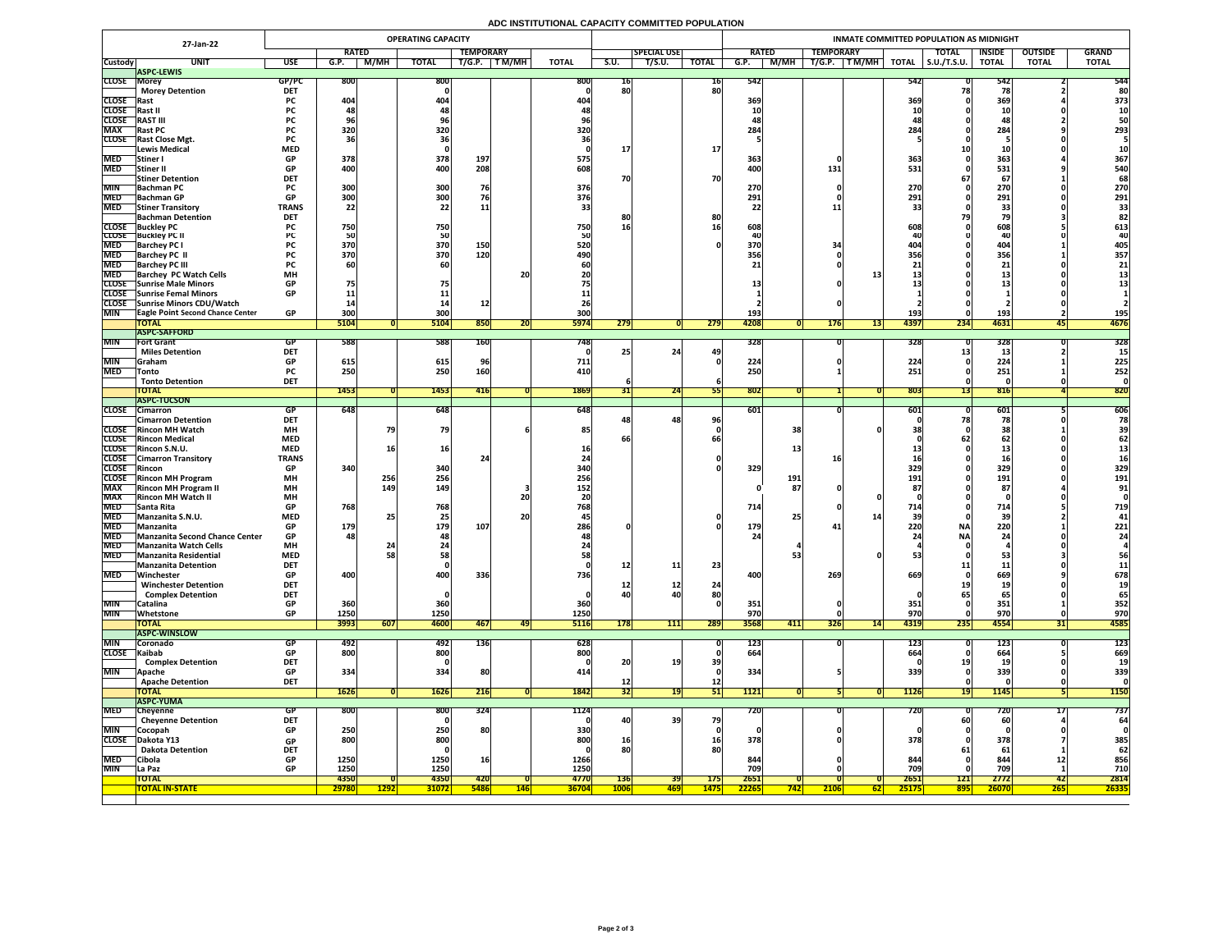# ADC INSTITUTIONAL CAPACITY COMMITTED POPULATION

| 27-Jan-22 | | | OPERATING CAPACITY | | | | | | | | | | INMATE COMMITTED POPULATION AS MIDNIGHT | | | | | | | | |
|---|---|---|---|---|---|---|---|---|---|---|---|---|---|---|---|---|---|---|---|---|---|
| | | | RATED | | | TEMPORARY | | | | SPECIAL USE | | | RATED | | TEMPORARY | | | TOTAL | INSIDE | OUTSIDE | GRAND |
| Custody | UNIT | USE | G.P. | M/MH | TOTAL | T/G.P. | T M/MH | TOTAL | S.U. | T/S.U. | TOTAL | G.P. | M/MH | T/G.P. | T M/MH | TOTAL | S.U./T.S.U. | TOTAL | TOTAL | TOTAL |
| | **ASPC-LEWIS** | | | | | | | | | | | | | | | | | | | |
| CLOSE | Morey | GP/PC | 800 | | 800 | | | 800 | 16 | | 16 | 542 | | | | 542 | 0 | 542 | 2 | 544 |
| | Morey Detention | DET | | | 0 | | | 0 | 80 | | 80 | | | | | | 78 | 78 | 2 | 80 |
| CLOSE | Rast | PC | 404 | | 404 | | | 404 | | | | 369 | | | | 369 | 0 | 369 | 4 | 373 |
| CLOSE | Rast II | PC | 48 | | 48 | | | 48 | | | | 10 | | | | 10 | 0 | 10 | 0 | 10 |
| CLOSE | RAST III | PC | 96 | | 96 | | | 96 | | | | 48 | | | | 48 | 0 | 48 | 2 | 50 |
| MAX | Rast PC | PC | 320 | | 320 | | | 320 | | | | 284 | | | | 284 | 0 | 284 | 9 | 293 |
| CLOSE | Rast Close Mgt. | PC | 36 | | 36 | | | 36 | | | | 5 | | | | 5 | 0 | 5 | 0 | 5 |
| | Lewis Medical | MED | | | 0 | | | 0 | 17 | | 17 | | | | | | 10 | 10 | 0 | 10 |
| MED | Stiner I | GP | 378 | | 378 | 197 | | 575 | | | | 363 | | 0 | | 363 | 0 | 363 | 4 | 367 |
| MED | Stiner II | GP | 400 | | 400 | 208 | | 608 | | | | 400 | | 131 | | 531 | 0 | 531 | 9 | 540 |
| | Stiner Detention | DET | | | | | | | 70 | | 70 | | | | | | 67 | 67 | 1 | 68 |
| MIN | Bachman PC | PC | 300 | | 300 | 76 | | 376 | | | | 270 | | 0 | | 270 | 0 | 270 | 0 | 270 |
| MED | Bachman GP | GP | 300 | | 300 | 76 | | 376 | | | | 291 | | 0 | | 291 | 0 | 291 | 0 | 291 |
| MED | Stiner Transitory | TRANS | 22 | | 22 | 11 | | 33 | | | | 22 | | 11 | | 33 | 0 | 33 | 0 | 33 |
| | Bachman Detention | DET | | | | | | | 80 | | 80 | | | | | | 79 | 79 | 3 | 82 |
| CLOSE | Buckley PC | PC | 750 | | 750 | | | 750 | 16 | | 16 | 608 | | | | 608 | 0 | 608 | 5 | 613 |
| CLOSE | Buckley PC II | PC | 50 | | 50 | | | 50 | | | | 40 | | | | 40 | 0 | 40 | 0 | 40 |
| MED | Barchey PC I | PC | 370 | | 370 | 150 | | 520 | | | 0 | 370 | | 34 | | 404 | 0 | 404 | 1 | 405 |
| MED | Barchey PC II | PC | 370 | | 370 | 120 | | 490 | | | | 356 | | 0 | | 356 | 0 | 356 | 1 | 357 |
| MED | Barchey PC III | PC | 60 | | 60 | | | 60 | | | | 21 | | 0 | | 21 | 0 | 21 | 0 | 21 |
| MED | Barchey PC Watch Cells | MH | | | | | 20 | 20 | | | | | | | 13 | 13 | 0 | 13 | 0 | 13 |
| CLOSE | Sunrise Male Minors | GP | 75 | | 75 | | | 75 | | | | 13 | | 0 | | 13 | 0 | 13 | 0 | 13 |
| CLOSE | Sunrise Femal Minors | GP | 11 | | 11 | | | 11 | | | | 1 | | | | 1 | 0 | 1 | 0 | 1 |
| CLOSE | Sunrise Minors CDU/Watch | | 14 | | 14 | 12 | | 26 | | | | 2 | | 0 | | 2 | 0 | 2 | 0 | 2 |
| MIN | Eagle Point Second Chance Center | GP | 300 | | 300 | | | 300 | | | | 193 | | | | 193 | 0 | 193 | 2 | 195 |
| | **TOTAL** | | **5104** | **0** | **5104** | **850** | **20** | **5974** | **279** | **0** | **279** | **4208** | **0** | **176** | **13** | **4397** | **234** | **4631** | **45** | **4676** |
| | **ASPC-SAFFORD** | | | | | | | | | | | | | | | | | | | |
| MIN | Fort Grant | GP | 588 | | 588 | 160 | | 748 | | | | 328 | | 0 | | 328 | 0 | 328 | 0 | 328 |
| | Miles Detention | DET | | | | | | 0 | 25 | 24 | 49 | | | | | | 13 | 13 | 2 | 15 |
| MIN | Graham | GP | 615 | | 615 | 96 | | 711 | | | 0 | 224 | | 0 | | 224 | 0 | 224 | 1 | 225 |
| MED | Tonto | PC | 250 | | 250 | 160 | | 410 | | | | 250 | | 1 | | 251 | 0 | 251 | 1 | 252 |
| | Tonto Detention | DET | | | | | | | 6 | | 6 | | | | | | 0 | 0 | 0 | 0 |
| | **TOTAL** | | **1453** | **0** | **1453** | **416** | **0** | **1869** | **31** | **24** | **55** | **802** | **0** | **1** | **0** | **803** | **13** | **816** | **4** | **820** |
| | **ASPC-TUCSON** | | | | | | | | | | | | | | | | | | | |
| CLOSE | Cimarron | GP | 648 | | 648 | | | 648 | | | | 601 | | 0 | | 601 | 0 | 601 | 5 | 606 |
| | Cimarron Detention | DET | | | | | | | 48 | 48 | 96 | | | | | 0 | 78 | 78 | 0 | 78 |
| CLOSE | Rincon MH Watch | MH | | 79 | 79 | | 6 | 85 | | | 0 | | 38 | | 0 | 38 | 0 | 38 | 1 | 39 |
| CLOSE | Rincon Medical | MED | | | | | | | 66 | | 66 | | | | | 0 | 62 | 62 | 0 | 62 |
| CLOSE | Rincon S.N.U. | MED | | 16 | 16 | | | 16 | | | | | 13 | | | 13 | 0 | 13 | 0 | 13 |
| CLOSE | Cimarron Transitory | TRANS | | | | 24 | | 24 | | | 0 | | | 16 | | 16 | 0 | 16 | 0 | 16 |
| CLOSE | Rincon | GP | 340 | | 340 | | | 340 | | | 0 | 329 | | | | 329 | 0 | 329 | 0 | 329 |
| CLOSE | Rincon MH Program | MH | | 256 | 256 | | | 256 | | | | | 191 | | | 191 | 0 | 191 | 0 | 191 |
| MAX | Rincon MH Program II | MH | | 149 | 149 | | 3 | 152 | | | | 0 | 87 | 0 | | 87 | 0 | 87 | 4 | 91 |
| MAX | Rincon MH Watch II | MH | | | | | 20 | 20 | | | | | | | 0 | 0 | 0 | 0 | 0 | 0 |
| MED | Santa Rita | GP | 768 | | 768 | | | 768 | | | | 714 | | 0 | | 714 | 0 | 714 | 5 | 719 |
| MED | Manzanita S.N.U. | MED | | 25 | 25 | | 20 | 45 | | | 0 | | 25 | | 14 | 39 | 0 | 39 | 2 | 41 |
| MED | Manzanita | GP | 179 | | 179 | 107 | | 286 | 0 | | 0 | 179 | | 41 | | 220 | NA | 220 | 1 | 221 |
| MED | Manzanita Second Chance Center | GP | 48 | | 48 | | | 48 | | | | 24 | | | | 24 | NA | 24 | 0 | 24 |
| MED | Manzanita Watch Cells | MH | | 24 | 24 | | | 24 | | | | | 4 | | | 4 | 0 | 4 | 0 | 4 |
| MED | Manzanita Residential | MED | | 58 | 58 | | | 58 | | | | | 53 | | 0 | 53 | 0 | 53 | 3 | 56 |
| | Manzanita Detention | DET | | | 0 | | | 0 | 12 | 11 | 23 | | | | | | 11 | 11 | 0 | 11 |
| MED | Winchester | GP | 400 | | 400 | 336 | | 736 | | | | 400 | | 269 | | 669 | 0 | 669 | 9 | 678 |
| | Winchester Detention | DET | | | | | | | 12 | 12 | 24 | | | | | | 19 | 19 | 0 | 19 |
| | Complex Detention | DET | | | 0 | | | 0 | 40 | 40 | 80 | | | | | 0 | 65 | 65 | 0 | 65 |
| MIN | Catalina | GP | 360 | | 360 | | | 360 | | | 0 | 351 | | 0 | | 351 | 0 | 351 | 1 | 352 |
| MIN | Whetstone | GP | 1250 | | 1250 | | | 1250 | | | | 970 | | 0 | | 970 | 0 | 970 | 0 | 970 |
| | **TOTAL** | | **3993** | **607** | **4600** | **467** | **49** | **5116** | **178** | **111** | **289** | **3568** | **411** | **326** | **14** | **4319** | **235** | **4554** | **31** | **4585** |
| | **ASPC-WINSLOW** | | | | | | | | | | | | | | | | | | | |
| MIN | Coronado | GP | 492 | | 492 | 136 | | 628 | | | 0 | 123 | | 0 | | 123 | 0 | 123 | 0 | 123 |
| CLOSE | Kaibab | GP | 800 | | 800 | | | 800 | | | 0 | 664 | | | | 664 | 0 | 664 | 5 | 669 |
| | Complex Detention | DET | | | 0 | | | 0 | 20 | 19 | 39 | | | | | 0 | 19 | 19 | 0 | 19 |
| MIN | Apache | GP | 334 | | 334 | 80 | | 414 | | | 0 | 334 | | 5 | | 339 | 0 | 339 | 0 | 339 |
| | Apache Detention | DET | | | | | | | 12 | | 12 | | | | | | 0 | 0 | 0 | 0 |
| | **TOTAL** | | **1626** | **0** | **1626** | **216** | **0** | **1842** | **32** | **19** | **51** | **1121** | **0** | **5** | **0** | **1126** | **19** | **1145** | **5** | **1150** |
| | **ASPC-YUMA** | | | | | | | | | | | | | | | | | | | |
| MED | Cheyenne | GP | 800 | | 800 | 324 | | 1124 | | | | 720 | | 0 | | 720 | 0 | 720 | 17 | 737 |
| | Cheyenne Detention | DET | | | 0 | | | 0 | 40 | 39 | 79 | | | | | | 60 | 60 | 4 | 64 |
| MIN | Cocopah | GP | 250 | | 250 | 80 | | 330 | | | 0 | 0 | | 0 | | 0 | 0 | 0 | 0 | 0 |
| CLOSE | Dakota Y13 | GP | 800 | | 800 | | | 800 | 16 | | 16 | 378 | | 0 | | 378 | 0 | 378 | 7 | 385 |
| | Dakota Detention | DET | | | 0 | | | 0 | 80 | | 80 | | | | | | 61 | 61 | 1 | 62 |
| MED | Cibola | GP | 1250 | | 1250 | 16 | | 1266 | | | | 844 | | 0 | | 844 | 0 | 844 | 12 | 856 |
| MIN | La Paz | GP | 1250 | | 1250 | | | 1250 | | | | 709 | | 0 | | 709 | 0 | 709 | 1 | 710 |
| | **TOTAL** | | **4350** | **0** | **4350** | **420** | **0** | **4770** | **136** | **39** | **175** | **2651** | **0** | **0** | **0** | **2651** | **121** | **2772** | **42** | **2814** |
| | **TOTAL IN-STATE** | | **29780** | **1292** | **31072** | **5486** | **146** | **36704** | **1006** | **469** | **1475** | **22265** | **742** | **2106** | **62** | **25175** | **895** | **26070** | **265** | **26335** |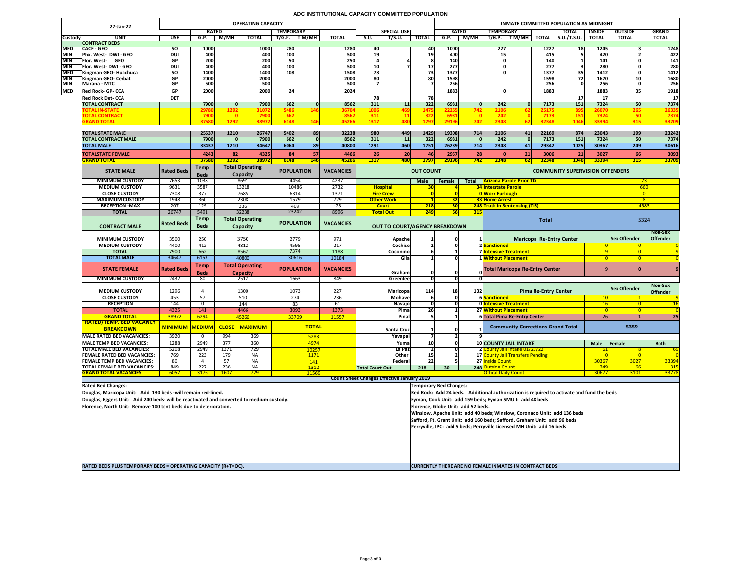# ADC INSTITUTIONAL CAPACITY COMMITTED POPULATION

| 27-Jan-22 | | OPERATING CAPACITY | | | | | | | | | | INMATE COMMITTED POPULATION AS MIDNIGHT | | | | | | | | | |
|---|---|---|---|---|---|---|---|---|---|---|---|---|---|---|---|---|---|---|---|---|---|
| | | RATED | | | TEMPORARY | | | SPECIAL USE | | | RATED | | TEMPORARY | | | TOTAL | INSIDE | OUTSIDE | GRAND |
| Custody | UNIT | USE | G.P. | M/MH | TOTAL | T/G.P. | T M/MH | TOTAL | S.U. | T/S.U. | TOTAL | G.P. | M/MH | T/G.P. | T M/MH | TOTAL | S.U./T.S.U. | TOTAL | TOTAL | TOTAL |
| | CONTRACT BEDS | | | | | | | | | | | | | | | | | | | |
| MED | CACF - GEO | SO | 1000 | | 1000 | 280 | | 1280 | 40 | | 40 | 1000 | | 227 | | 1227 | 18 | 1245 | 3 | 1248 |
| MIN | Phx. West- DWI - GEO | DUI | 400 | | 400 | 100 | | 500 | 19 | | 19 | 400 | | 15 | | 415 | 5 | 420 | 2 | 422 |
| MIN | Flor. West- GEO | GP | 200 | | 200 | 50 | | 250 | 4 | 4 | 8 | 140 | | 0 | | 140 | 1 | 141 | 0 | 141 |
| MIN | Flor. West- DWI - GEO | DUI | 400 | | 400 | 100 | | 500 | 10 | 7 | 17 | 277 | | 0 | | 277 | 3 | 280 | 0 | 280 |
| MED | Kingman GEO- Huachuca | SO | 1400 | | 1400 | 108 | | 1508 | 73 | | 73 | 1377 | | 0 | | 1377 | 35 | 1412 | 0 | 1412 |
| MIN | Kingman GEO- Cerbat | GP | 2000 | | 2000 | | | 2000 | 80 | | 80 | 1598 | | | | 1598 | 72 | 1670 | 10 | 1680 |
| MIN | Marana - MTC | GP | 500 | | 500 | | | 500 | 7 | | 7 | 256 | | | | 256 | 0 | 256 | 0 | 256 |
| MED | Red Rock- GP- CCA | GP | 2000 | | 2000 | 24 | | 2024 | | | | 1883 | | 0 | | 1883 | | 1883 | 35 | 1918 |
| | Red Rock Det- CCA | DET | | | | | | | 78 | | 78 | | | | | | 17 | 17 | | 17 |
| | TOTAL CONTRACT | | 7900 | 0 | 7900 | 662 | 0 | 8562 | 311 | 11 | 322 | 6931 | 0 | 242 | 0 | 7173 | 151 | 7324 | 50 | 7374 |
| | TOTAL IN-STATE | | 29780 | 1292 | 31072 | 5486 | 146 | 36704 | 1006 | 469 | 1475 | 22265 | 742 | 2106 | 62 | 25175 | 895 | 26070 | 265 | 26335 |
| | TOTAL CONTRACT | | 7900 | 0 | 7900 | 662 | | 8562 | 311 | 11 | 322 | 6931 | 0 | 242 | 0 | 7173 | 151 | 7324 | 50 | 7374 |
| | GRAND TOTAL | | 37680 | 1292 | 38972 | 6148 | 146 | 45266 | 1317 | 480 | 1797 | 29196 | 742 | 2348 | 62 | 32348 | 1046 | 33394 | 315 | 33709 |
| | TOTAL STATE MALE | | 25537 | 1210 | 26747 | 5402 | 89 | 32238 | 980 | 449 | 1429 | 19308 | 714 | 2106 | 41 | 22169 | 874 | 23043 | 199 | 23242 |
| | TOTAL CONTRACT MALE | | 7900 | 0 | 7900 | 662 | 0 | 8562 | 311 | 11 | 322 | 6931 | 0 | 242 | 0 | 7173 | 151 | 7324 | 50 | 7374 |
| | TOTAL MALE | | 33437 | 1210 | 34647 | 6064 | 89 | 40800 | 1291 | 460 | 1751 | 26239 | 714 | 2348 | 41 | 29342 | 1025 | 30367 | 249 | 30616 |
| | TOTALSTATE FEMALE | | 4243 | 82 | 4325 | 84 | 57 | 4466 | 26 | 20 | 46 | 2957 | 28 | 0 | 21 | 3006 | 21 | 3027 | 66 | 3093 |
| | GRAND TOTAL | | 37680 | 1292 | 38972 | 6148 | 146 | 45266 | 1317 | 480 | 1797 | 29196 | 742 | 2348 | 62 | 32348 | 1046 | 33394 | 315 | 33709 |

| STATE MALE | Rated Beds | Temp Beds | Total Operating Capacity | POPULATION | VACANCIES |
|---|---|---|---|---|---|
| MINIMUM CUSTODY | 7653 | 1038 | 8691 | 4454 | 4237 |
| MEDIUM CUSTODY | 9631 | 3587 | 13218 | 10486 | 2732 |
| CLOSE CUSTODY | 7308 | 377 | 7685 | 6314 | 1371 |
| MAXIMUM CUSTODY | 1948 | 360 | 2308 | 1579 | 729 |
| RECEPTION -MAX | 207 | 129 | 336 | 409 | -73 |
| TOTAL | 26747 | 5491 | 32238 | 23242 | 8996 |
| **CONTRACT MALE** | **Rated Beds** | **Temp Beds** | **Total Operating Capacity** | **POPULATION** | **VACANCIES** |
| MINIMUM CUSTODY | 3500 | 250 | 3750 | 2779 | 971 |
| MEDIUM CUSTODY | 4400 | 412 | 4812 | 4595 | 217 |
| TOTAL | 7900 | 662 | 8562 | 7374 | 1188 |
| TOTAL MALE | 34647 | 6153 | 40800 | 30616 | 10184 |
| **STATE FEMALE** | **Rated Beds** | **Temp Beds** | **Total Operating Capacity** | **POPULATION** | **VACANCIES** |
| MINIMUM CUSTODY | 2432 | 80 | 2512 | 1663 | 849 |
| MEDIUM CUSTODY | 1296 | 4 | 1300 | 1073 | 227 |
| CLOSE CUSTODY | 453 | 57 | 510 | 274 | 236 |
| RECEPTION | 144 | 0 | 144 | 83 | 61 |
| TOTAL | 4325 | 141 | 4466 | 3093 | 1373 |
| GRAND TOTAL | 38972 | 6294 | 45266 | 33709 | 11557 |

| RATED/TEMP. BED VACANCY BREAKDOWN | MINIMUM | MEDIUM | CLOSE | MAXIMUM | TOTAL |
|---|---|---|---|---|---|
| MALE RATED BED VACANCIES: | 3920 | 0 | 994 | 369 | 5283 |
| MALE TEMP BED VACANCIES: | 1288 | 2949 | 377 | 360 | 4974 |
| TOTAL MALE BED VACANCIES: | 5208 | 2949 | 1371 | 729 | 10257 |
| FEMALE RATED BED VACANCIES: | 769 | 223 | 179 | NA | 1171 |
| FEMALE TEMP BED VACANCIES: | 80 | 4 | 57 | NA | 141 |
| TOTAL FEMALE BED VACANCIES: | 849 | 227 | 236 | NA | 1312 |
| GRAND TOTAL VACANCIES | 6057 | 3176 | 1607 | 729 | 11569 |

| OUT COUNT | Male | Female | Total |
|---|---|---|---|
| Hospital | 30 | 4 | 34 |
| Fire Crew | 0 | 0 | 0 |
| Other Work | 1 | 32 | 33 |
| Court | 218 | 30 | 248 |
| Total Out | 249 | 66 | 315 |

| OUT TO COURT/AGENCY BREAKDOWN | | | |
|---|---|---|---|
| Apache | 1 | 0 | 1 |
| Cochise | 2 | 0 | 2 |
| Coconino | 6 | 1 | 7 |
| Gila | 1 | 0 | 1 |
| Graham | 0 | 0 | 0 |
| Greenlee | 0 | 0 | 0 |
| Maricopa | 114 | 18 | 132 |
| Mohave | 6 | 0 | 6 |
| Navajo | 0 | 0 | 0 |
| Pima | 26 | 1 | 27 |
| Pinal | 5 | 1 | 6 |
| Santa Cruz | 1 | 0 | 1 |
| Yavapai | 7 | 2 | 9 |
| Yuma | 10 | 0 | 10 |
| La Paz | 2 | 0 | 2 |
| Other | 15 | 2 | 17 |
| Federal | 22 | 5 | 27 |
| Total Court Out | 218 | 30 | 248 |

Count Sheet Changes Effective January 2019

| COMMUNITY SUPERVISION OFFENDERS | |
|---|---|
| Arizona Parole Prior TIS | 73 |
| Interstate Parole | 660 |
| Work Furlough | 0 |
| Home Arrest | 8 |
| Truth In Sentencing (TIS) | 4583 |
| Total | 5324 |

| Maricopa Re-Entry Center | | Sex Offender | Non-Sex Offender |
|---|---|---|---|
| Sanctioned | 0 | 0 | 0 |
| Intensive Treatment | 9 | 0 | 9 |
| Without Placement | 0 | 0 | 0 |
| Total Maricopa Re-Entry Center | 9 | 0 | 9 |

| Pima Re-Entry Center | | Sex Offender | Non-Sex Offender |
|---|---|---|---|
| Sanctioned | 10 | 1 | 9 |
| Intensive Treatment | 16 | 0 | 16 |
| Without Placement | 0 | 0 | 0 |
| Total Pima Re-Entry Center | 26 | 1 | 25 |
| Community Corrections Grand Total | | 5359 | |

| COUNTY JAIL INTAKE | Male | Female | Both |
|---|---|---|---|
| County Jail Intake 01/27/22 | 61 | 8 | 69 |
| County Jail Transfers Pending | 0 | 0 | 0 |
| Inside Count | 30367 | 3027 | 33394 |
| Outside Count | 249 | 66 | 315 |
| Offical Daily Count | 30677 | 3101 | 33778 |

**Rated Bed Changes:**

Douglas, Maricopa Unit: Add 130 beds -will remain red-lined.

Douglas, Eggers Unit: Add 240 beds- will be reactivated and converted to medium custody.

Florence, North Unit: Remove 100 tent beds due to deterioration.

**Temporary Bed Changes:**

Red Rock: Add 24 beds. Additional authorization is required to activate and fund the beds.

Eyman, Cook Unit: add 159 beds; Eyman SMU I: add 48 beds

Florence, Globe Unit: add 52 beds.

Winslow, Apache Unit: add 40 beds; Winslow, Coronado Unit: add 136 beds

Safford, Ft. Grant Unit: add 160 beds; Safford, Graham Unit: add 96 beds

Perryville, IPC: add 5 beds; Perryville Licensed MH Unit: add 16 beds

RATED BEDS PLUS TEMPORARY BEDS = OPERATING CAPACITY (R+T=OC).

CURRENTLY THERE ARE NO FEMALE INMATES IN CONTRACT BEDS